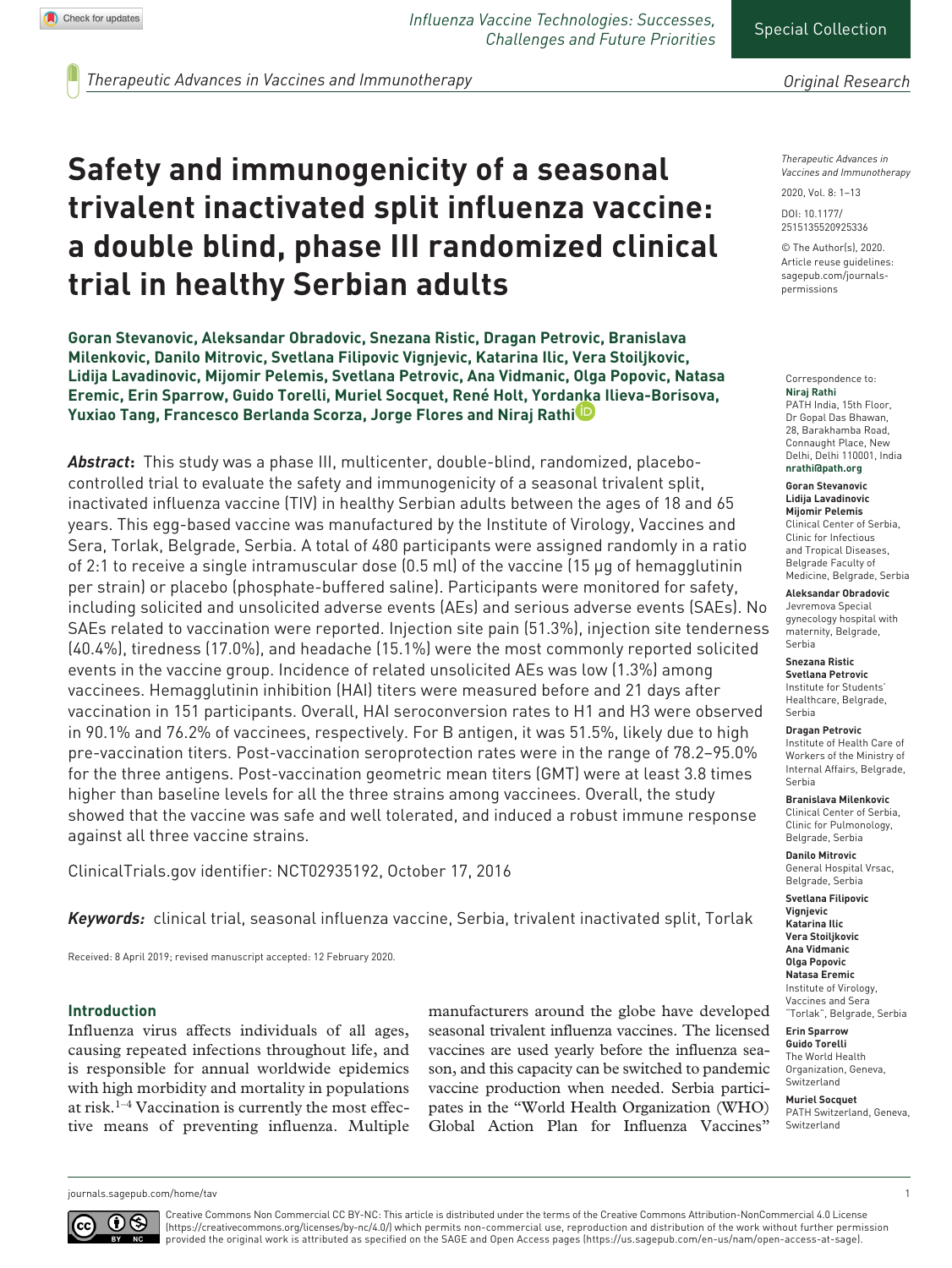# Safety and immunogenicity of a seasonal trivalent inactivated split influenza vaccine: a double blind, phase III randomized clinical trial in healthy Serbian adults

**Goran Stevanovic, Aleksandar Obradovic, Snezana Ristic, Dragan Petrovic, Branislava Milenkovic, Danilo Mitrovic, Svetlana Filipovic Vignjevic, Katarina Ilic, Vera Stoiljkovic, Lidija Lavadinovic, Mijomir Pelemis, Svetlana Petrovic, Ana Vidmanic, Olga Popovic, Natasa Eremic, Erin Sparrow, Guido Torelli, Muriel Socquet, René Holt, Yordanka Ilieva-Borisova, Yuxiao Tang, Francesco Berlanda Scorza, Jorge Flores and Niraj Rathi**

***Abstract*:** This study was a phase III, multicenter, double-blind, randomized, placebo-controlled trial to evaluate the safety and immunogenicity of a seasonal trivalent split, inactivated influenza vaccine (TIV) in healthy Serbian adults between the ages of 18 and 65 years. This egg-based vaccine was manufactured by the Institute of Virology, Vaccines and Sera, Torlak, Belgrade, Serbia. A total of 480 participants were assigned randomly in a ratio of 2:1 to receive a single intramuscular dose (0.5 ml) of the vaccine (15 µg of hemagglutinin per strain) or placebo (phosphate-buffered saline). Participants were monitored for safety, including solicited and unsolicited adverse events (AEs) and serious adverse events (SAEs). No SAEs related to vaccination were reported. Injection site pain (51.3%), injection site tenderness (40.4%), tiredness (17.0%), and headache (15.1%) were the most commonly reported solicited events in the vaccine group. Incidence of related unsolicited AEs was low (1.3%) among vaccinees. Hemagglutinin inhibition (HAI) titers were measured before and 21 days after vaccination in 151 participants. Overall, HAI seroconversion rates to H1 and H3 were observed in 90.1% and 76.2% of vaccinees, respectively. For B antigen, it was 51.5%, likely due to high pre-vaccination titers. Post-vaccination seroprotection rates were in the range of 78.2–95.0% for the three antigens. Post-vaccination geometric mean titers (GMT) were at least 3.8 times higher than baseline levels for all the three strains among vaccinees. Overall, the study showed that the vaccine was safe and well tolerated, and induced a robust immune response against all three vaccine strains.

ClinicalTrials.gov identifier: NCT02935192, October 17, 2016

***Keywords:*** clinical trial, seasonal influenza vaccine, Serbia, trivalent inactivated split, Torlak

Received: 8 April 2019; revised manuscript accepted: 12 February 2020.

Correspondence to:
**Niraj Rathi**
PATH India, 15th Floor, Dr Gopal Das Bhawan, 28, Barakhamba Road, Connaught Place, New Delhi, Delhi 110001, India
**nrathi@path.org**

**Goran Stevanovic**
**Lidija Lavadinovic**
**Mijomir Pelemis**
Clinical Center of Serbia, Clinic for Infectious and Tropical Diseases, Belgrade Faculty of Medicine, Belgrade, Serbia

**Aleksandar Obradovic**
Jevremova Special gynecology hospital with maternity, Belgrade, Serbia

**Snezana Ristic**
**Svetlana Petrovic**
Institute for Students' Healthcare, Belgrade, Serbia

**Dragan Petrovic**
Institute of Health Care of Workers of the Ministry of Internal Affairs, Belgrade, Serbia

**Branislava Milenkovic**
Clinical Center of Serbia, Clinic for Pulmonology, Belgrade, Serbia

**Danilo Mitrovic**
General Hospital Vrsac, Belgrade, Serbia

**Svetlana Filipovic Vignjevic**
**Katarina Ilic**
**Vera Stoiljkovic**
**Ana Vidmanic**
**Olga Popovic**
**Natasa Eremic**
Institute of Virology, Vaccines and Sera "Torlak", Belgrade, Serbia

**Erin Sparrow**
**Guido Torelli**
The World Health Organization, Geneva, Switzerland

**Muriel Socquet**
PATH Switzerland, Geneva, Switzerland

## Introduction

Influenza virus affects individuals of all ages, causing repeated infections throughout life, and is responsible for annual worldwide epidemics with high morbidity and mortality in populations at risk.[1–4] Vaccination is currently the most effective means of preventing influenza. Multiple manufacturers around the globe have developed seasonal trivalent influenza vaccines. The licensed vaccines are used yearly before the influenza season, and this capacity can be switched to pandemic vaccine production when needed. Serbia participates in the "World Health Organization (WHO) Global Action Plan for Influenza Vaccines"

Creative Commons Non Commercial CC BY-NC: This article is distributed under the terms of the Creative Commons Attribution-NonCommercial 4.0 License (https://creativecommons.org/licenses/by-nc/4.0/) which permits non-commercial use, reproduction and distribution of the work without further permission provided the original work is attributed as specified on the SAGE and Open Access pages (https://us.sagepub.com/en-us/nam/open-access-at-sage).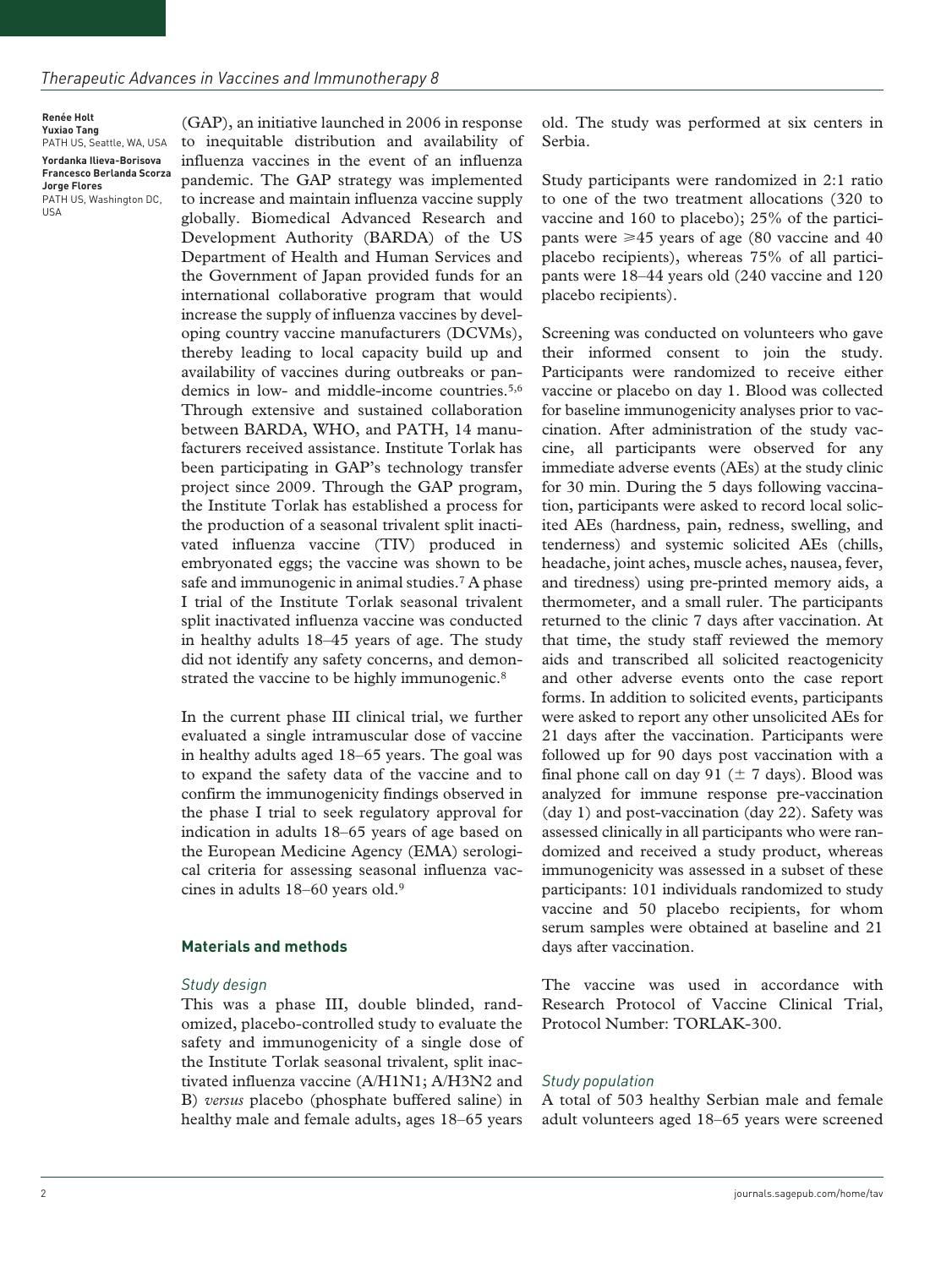**Renée Holt**
**Yuxiao Tang**
PATH US, Seattle, WA, USA

**Yordanka Ilieva-Borisova**
**Francesco Berlanda Scorza**
**Jorge Flores**
PATH US, Washington DC, USA

(GAP), an initiative launched in 2006 in response to inequitable distribution and availability of influenza vaccines in the event of an influenza pandemic. The GAP strategy was implemented to increase and maintain influenza vaccine supply globally. Biomedical Advanced Research and Development Authority (BARDA) of the US Department of Health and Human Services and the Government of Japan provided funds for an international collaborative program that would increase the supply of influenza vaccines by developing country vaccine manufacturers (DCVMs), thereby leading to local capacity build up and availability of vaccines during outbreaks or pandemics in low- and middle-income countries.[5,6] Through extensive and sustained collaboration between BARDA, WHO, and PATH, 14 manufacturers received assistance. Institute Torlak has been participating in GAP's technology transfer project since 2009. Through the GAP program, the Institute Torlak has established a process for the production of a seasonal trivalent split inactivated influenza vaccine (TIV) produced in embryonated eggs; the vaccine was shown to be safe and immunogenic in animal studies.[7] A phase I trial of the Institute Torlak seasonal trivalent split inactivated influenza vaccine was conducted in healthy adults 18–45 years of age. The study did not identify any safety concerns, and demonstrated the vaccine to be highly immunogenic.[8]

In the current phase III clinical trial, we further evaluated a single intramuscular dose of vaccine in healthy adults aged 18–65 years. The goal was to expand the safety data of the vaccine and to confirm the immunogenicity findings observed in the phase I trial to seek regulatory approval for indication in adults 18–65 years of age based on the European Medicine Agency (EMA) serological criteria for assessing seasonal influenza vaccines in adults 18–60 years old.[9]

## Materials and methods

### Study design

This was a phase III, double blinded, randomized, placebo-controlled study to evaluate the safety and immunogenicity of a single dose of the Institute Torlak seasonal trivalent, split inactivated influenza vaccine (A/H1N1; A/H3N2 and B) *versus* placebo (phosphate buffered saline) in healthy male and female adults, ages 18–65 years old. The study was performed at six centers in Serbia.

Study participants were randomized in 2:1 ratio to one of the two treatment allocations (320 to vaccine and 160 to placebo); 25% of the participants were ⩾45 years of age (80 vaccine and 40 placebo recipients), whereas 75% of all participants were 18–44 years old (240 vaccine and 120 placebo recipients).

Screening was conducted on volunteers who gave their informed consent to join the study. Participants were randomized to receive either vaccine or placebo on day 1. Blood was collected for baseline immunogenicity analyses prior to vaccination. After administration of the study vaccine, all participants were observed for any immediate adverse events (AEs) at the study clinic for 30 min. During the 5 days following vaccination, participants were asked to record local solicited AEs (hardness, pain, redness, swelling, and tenderness) and systemic solicited AEs (chills, headache, joint aches, muscle aches, nausea, fever, and tiredness) using pre-printed memory aids, a thermometer, and a small ruler. The participants returned to the clinic 7 days after vaccination. At that time, the study staff reviewed the memory aids and transcribed all solicited reactogenicity and other adverse events onto the case report forms. In addition to solicited events, participants were asked to report any other unsolicited AEs for 21 days after the vaccination. Participants were followed up for 90 days post vaccination with a final phone call on day 91 (± 7 days). Blood was analyzed for immune response pre-vaccination (day 1) and post-vaccination (day 22). Safety was assessed clinically in all participants who were randomized and received a study product, whereas immunogenicity was assessed in a subset of these participants: 101 individuals randomized to study vaccine and 50 placebo recipients, for whom serum samples were obtained at baseline and 21 days after vaccination.

The vaccine was used in accordance with Research Protocol of Vaccine Clinical Trial, Protocol Number: TORLAK-300.

### Study population

A total of 503 healthy Serbian male and female adult volunteers aged 18–65 years were screened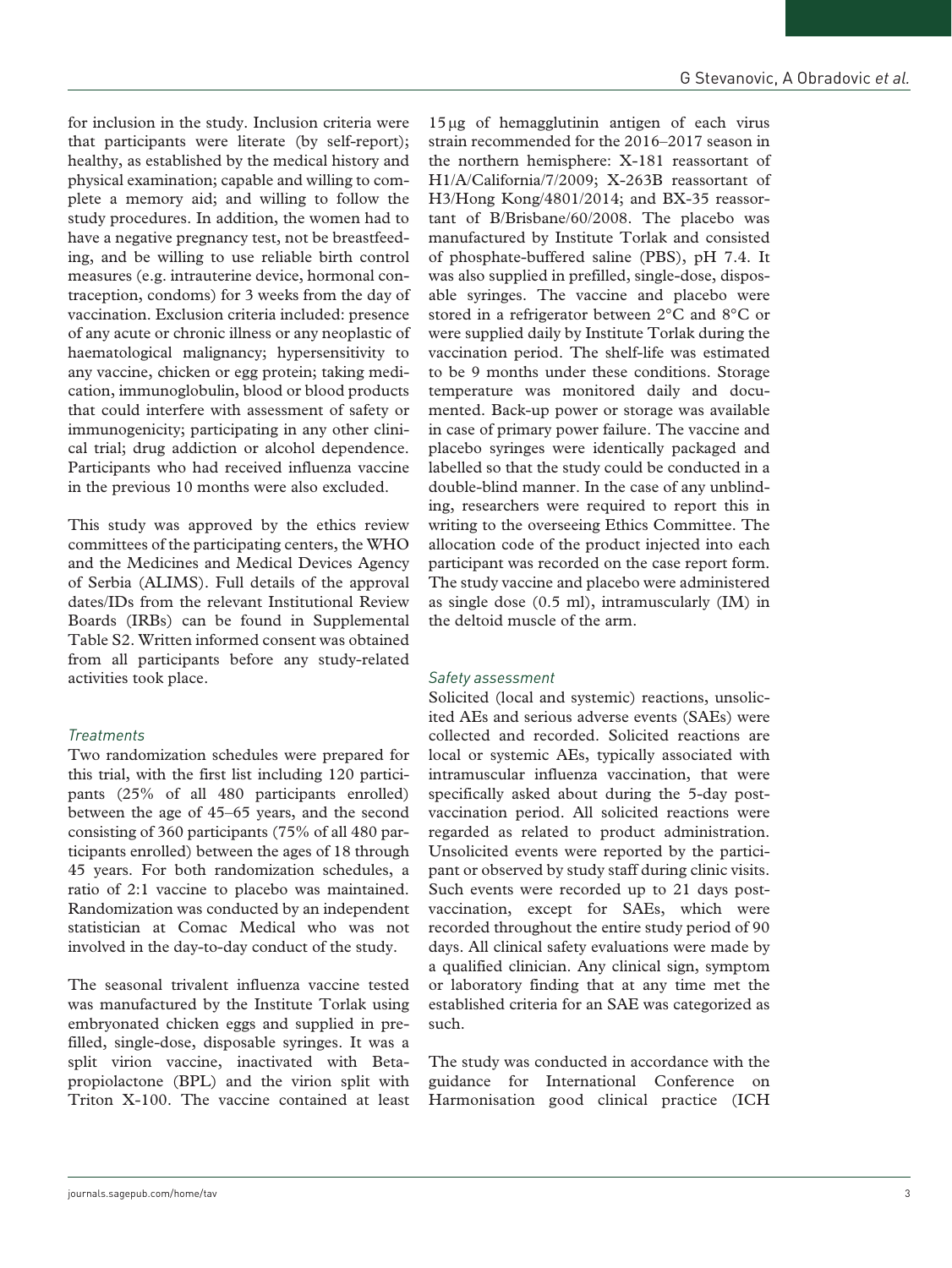for inclusion in the study. Inclusion criteria were that participants were literate (by self-report); healthy, as established by the medical history and physical examination; capable and willing to complete a memory aid; and willing to follow the study procedures. In addition, the women had to have a negative pregnancy test, not be breastfeeding, and be willing to use reliable birth control measures (e.g. intrauterine device, hormonal contraception, condoms) for 3 weeks from the day of vaccination. Exclusion criteria included: presence of any acute or chronic illness or any neoplastic of haematological malignancy; hypersensitivity to any vaccine, chicken or egg protein; taking medication, immunoglobulin, blood or blood products that could interfere with assessment of safety or immunogenicity; participating in any other clinical trial; drug addiction or alcohol dependence. Participants who had received influenza vaccine in the previous 10 months were also excluded.

This study was approved by the ethics review committees of the participating centers, the WHO and the Medicines and Medical Devices Agency of Serbia (ALIMS). Full details of the approval dates/IDs from the relevant Institutional Review Boards (IRBs) can be found in Supplemental Table S2. Written informed consent was obtained from all participants before any study-related activities took place.

### *Treatments*

Two randomization schedules were prepared for this trial, with the first list including 120 participants (25% of all 480 participants enrolled) between the age of 45–65 years, and the second consisting of 360 participants (75% of all 480 participants enrolled) between the ages of 18 through 45 years. For both randomization schedules, a ratio of 2:1 vaccine to placebo was maintained. Randomization was conducted by an independent statistician at Comac Medical who was not involved in the day-to-day conduct of the study.

The seasonal trivalent influenza vaccine tested was manufactured by the Institute Torlak using embryonated chicken eggs and supplied in prefilled, single-dose, disposable syringes. It was a split virion vaccine, inactivated with Betapropiolactone (BPL) and the virion split with Triton X-100. The vaccine contained at least 15 μg of hemagglutinin antigen of each virus strain recommended for the 2016–2017 season in the northern hemisphere: X-181 reassortant of H1/A/California/7/2009; X-263B reassortant of H3/Hong Kong/4801/2014; and BX-35 reassortant of B/Brisbane/60/2008. The placebo was manufactured by Institute Torlak and consisted of phosphate-buffered saline (PBS), pH 7.4. It was also supplied in prefilled, single-dose, disposable syringes. The vaccine and placebo were stored in a refrigerator between 2°C and 8°C or were supplied daily by Institute Torlak during the vaccination period. The shelf-life was estimated to be 9 months under these conditions. Storage temperature was monitored daily and documented. Back-up power or storage was available in case of primary power failure. The vaccine and placebo syringes were identically packaged and labelled so that the study could be conducted in a double-blind manner. In the case of any unblinding, researchers were required to report this in writing to the overseeing Ethics Committee. The allocation code of the product injected into each participant was recorded on the case report form. The study vaccine and placebo were administered as single dose (0.5 ml), intramuscularly (IM) in the deltoid muscle of the arm.

### *Safety assessment*

Solicited (local and systemic) reactions, unsolicited AEs and serious adverse events (SAEs) were collected and recorded. Solicited reactions are local or systemic AEs, typically associated with intramuscular influenza vaccination, that were specifically asked about during the 5-day post-vaccination period. All solicited reactions were regarded as related to product administration. Unsolicited events were reported by the participant or observed by study staff during clinic visits. Such events were recorded up to 21 days post-vaccination, except for SAEs, which were recorded throughout the entire study period of 90 days. All clinical safety evaluations were made by a qualified clinician. Any clinical sign, symptom or laboratory finding that at any time met the established criteria for an SAE was categorized as such.

The study was conducted in accordance with the guidance for International Conference on Harmonisation good clinical practice (ICH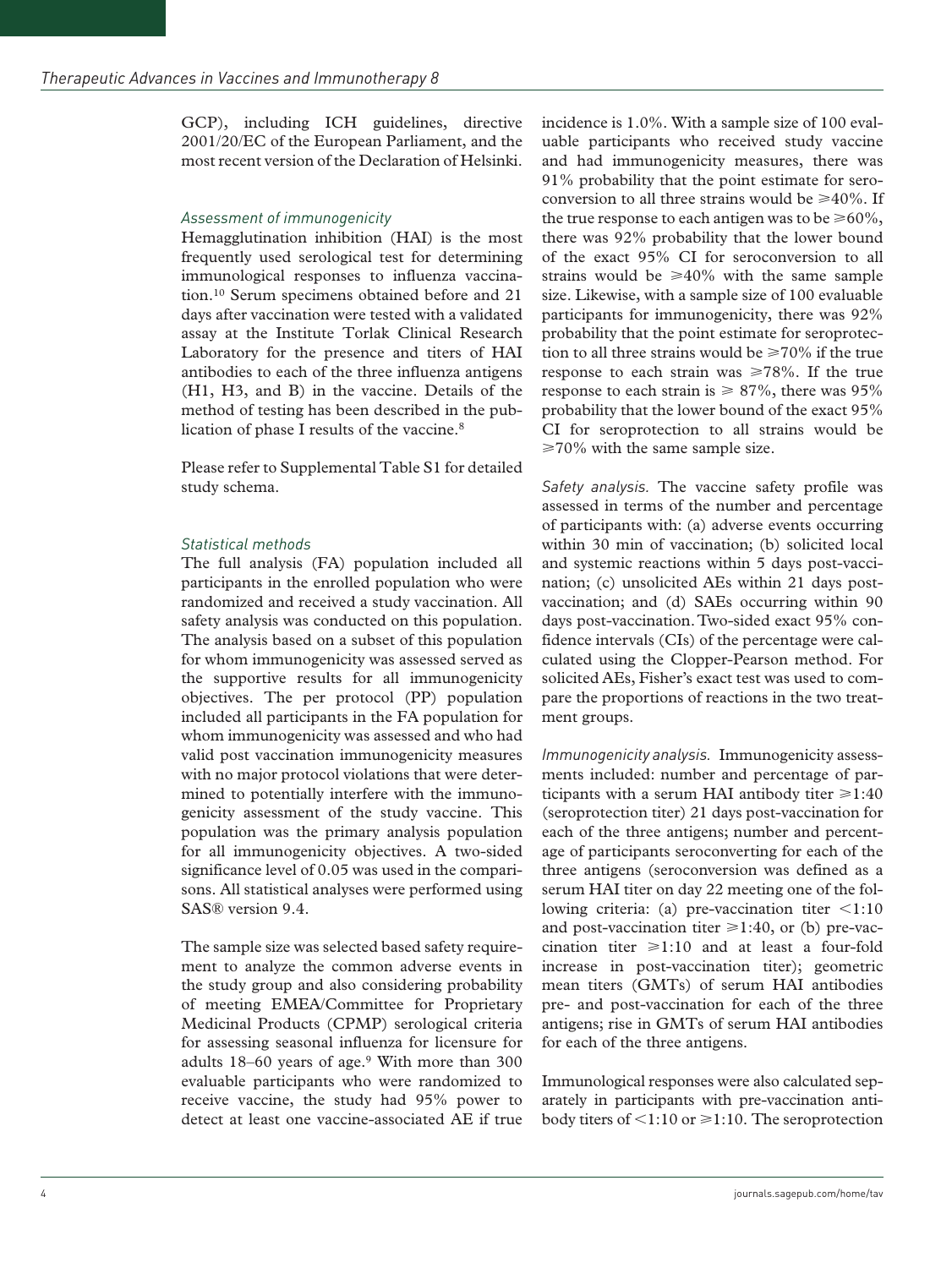GCP), including ICH guidelines, directive 2001/20/EC of the European Parliament, and the most recent version of the Declaration of Helsinki.

### *Assessment of immunogenicity*

Hemagglutination inhibition (HAI) is the most frequently used serological test for determining immunological responses to influenza vaccination.[10] Serum specimens obtained before and 21 days after vaccination were tested with a validated assay at the Institute Torlak Clinical Research Laboratory for the presence and titers of HAI antibodies to each of the three influenza antigens (H1, H3, and B) in the vaccine. Details of the method of testing has been described in the publication of phase I results of the vaccine.[8]

Please refer to Supplemental Table S1 for detailed study schema.

### *Statistical methods*

The full analysis (FA) population included all participants in the enrolled population who were randomized and received a study vaccination. All safety analysis was conducted on this population. The analysis based on a subset of this population for whom immunogenicity was assessed served as the supportive results for all immunogenicity objectives. The per protocol (PP) population included all participants in the FA population for whom immunogenicity was assessed and who had valid post vaccination immunogenicity measures with no major protocol violations that were determined to potentially interfere with the immunogenicity assessment of the study vaccine. This population was the primary analysis population for all immunogenicity objectives. A two-sided significance level of 0.05 was used in the comparisons. All statistical analyses were performed using SAS® version 9.4.

The sample size was selected based safety requirement to analyze the common adverse events in the study group and also considering probability of meeting EMEA/Committee for Proprietary Medicinal Products (CPMP) serological criteria for assessing seasonal influenza for licensure for adults 18–60 years of age.[9] With more than 300 evaluable participants who were randomized to receive vaccine, the study had 95% power to detect at least one vaccine-associated AE if true incidence is 1.0%. With a sample size of 100 evaluable participants who received study vaccine and had immunogenicity measures, there was 91% probability that the point estimate for seroconversion to all three strains would be ⩾40%. If the true response to each antigen was to be ⩾60%, there was 92% probability that the lower bound of the exact 95% CI for seroconversion to all strains would be ⩾40% with the same sample size. Likewise, with a sample size of 100 evaluable participants for immunogenicity, there was 92% probability that the point estimate for seroprotection to all three strains would be ⩾70% if the true response to each strain was ⩾78%. If the true response to each strain is ⩾ 87%, there was 95% probability that the lower bound of the exact 95% CI for seroprotection to all strains would be ⩾70% with the same sample size.

*Safety analysis.* The vaccine safety profile was assessed in terms of the number and percentage of participants with: (a) adverse events occurring within 30 min of vaccination; (b) solicited local and systemic reactions within 5 days post-vaccination; (c) unsolicited AEs within 21 days post-vaccination; and (d) SAEs occurring within 90 days post-vaccination. Two-sided exact 95% confidence intervals (CIs) of the percentage were calculated using the Clopper-Pearson method. For solicited AEs, Fisher's exact test was used to compare the proportions of reactions in the two treatment groups.

*Immunogenicity analysis.* Immunogenicity assessments included: number and percentage of participants with a serum HAI antibody titer ⩾1:40 (seroprotection titer) 21 days post-vaccination for each of the three antigens; number and percentage of participants seroconverting for each of the three antigens (seroconversion was defined as a serum HAI titer on day 22 meeting one of the following criteria: (a) pre-vaccination titer <1:10 and post-vaccination titer ⩾1:40, or (b) pre-vaccination titer ⩾1:10 and at least a four-fold increase in post-vaccination titer); geometric mean titers (GMTs) of serum HAI antibodies pre- and post-vaccination for each of the three antigens; rise in GMTs of serum HAI antibodies for each of the three antigens.

Immunological responses were also calculated separately in participants with pre-vaccination antibody titers of <1:10 or ⩾1:10. The seroprotection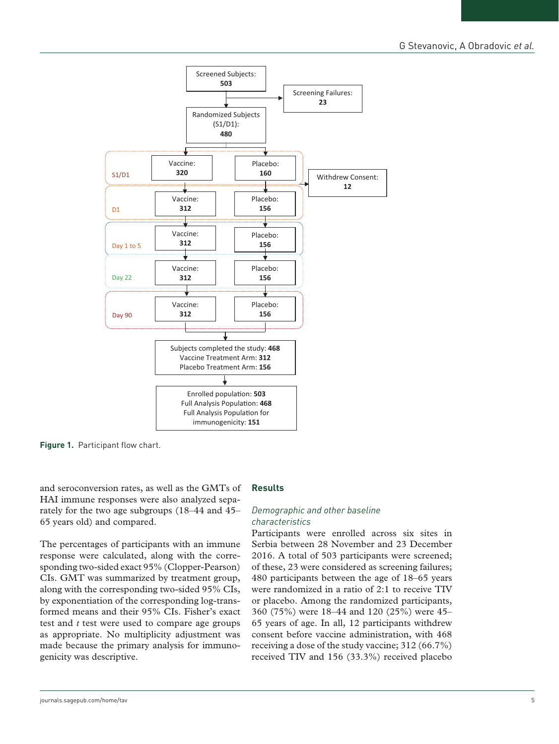Figure 1. Participant flow chart.

and seroconversion rates, as well as the GMTs of HAI immune responses were also analyzed separately for the two age subgroups (18–44 and 45–65 years old) and compared.

The percentages of participants with an immune response were calculated, along with the corresponding two-sided exact 95% (Clopper-Pearson) CIs. GMT was summarized by treatment group, along with the corresponding two-sided 95% CIs, by exponentiation of the corresponding log-transformed means and their 95% CIs. Fisher's exact test and *t* test were used to compare age groups as appropriate. No multiplicity adjustment was made because the primary analysis for immunogenicity was descriptive.

## Results

### *Demographic and other baseline characteristics*

Participants were enrolled across six sites in Serbia between 28 November and 23 December 2016. A total of 503 participants were screened; of these, 23 were considered as screening failures; 480 participants between the age of 18–65 years were randomized in a ratio of 2:1 to receive TIV or placebo. Among the randomized participants, 360 (75%) were 18–44 and 120 (25%) were 45–65 years of age. In all, 12 participants withdrew consent before vaccine administration, with 468 receiving a dose of the study vaccine; 312 (66.7%) received TIV and 156 (33.3%) received placebo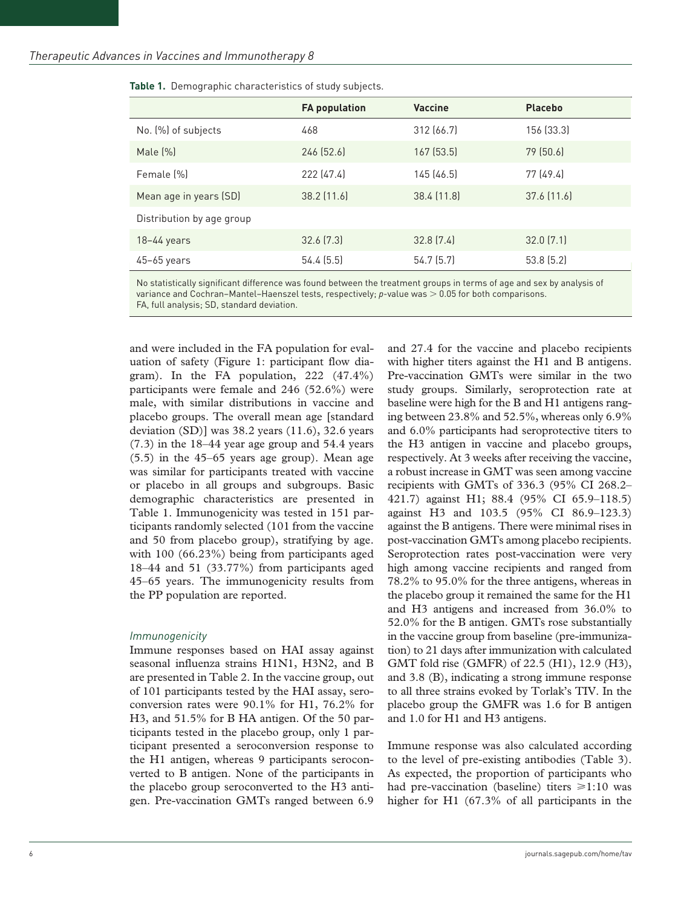**Table 1.** Demographic characteristics of study subjects.

| | FA population | Vaccine | Placebo |
|---|---|---|---|
| No. (%) of subjects | 468 | 312 (66.7) | 156 (33.3) |
| Male (%) | 246 (52.6) | 167 (53.5) | 79 (50.6) |
| Female (%) | 222 (47.4) | 145 (46.5) | 77 (49.4) |
| Mean age in years (SD) | 38.2 (11.6) | 38.4 (11.8) | 37.6 (11.6) |
| Distribution by age group | | | |
| 18–44 years | 32.6 (7.3) | 32.8 (7.4) | 32.0 (7.1) |
| 45–65 years | 54.4 (5.5) | 54.7 (5.7) | 53.8 (5.2) |

No statistically significant difference was found between the treatment groups in terms of age and sex by analysis of variance and Cochran–Mantel–Haenszel tests, respectively; *p*-value was > 0.05 for both comparisons.
FA, full analysis; SD, standard deviation.

and were included in the FA population for evaluation of safety (Figure 1: participant flow diagram). In the FA population, 222 (47.4%) participants were female and 246 (52.6%) were male, with similar distributions in vaccine and placebo groups. The overall mean age [standard deviation (SD)] was 38.2 years (11.6), 32.6 years (7.3) in the 18–44 year age group and 54.4 years (5.5) in the 45–65 years age group). Mean age was similar for participants treated with vaccine or placebo in all groups and subgroups. Basic demographic characteristics are presented in Table 1. Immunogenicity was tested in 151 participants randomly selected (101 from the vaccine and 50 from placebo group), stratifying by age. with 100 (66.23%) being from participants aged 18–44 and 51 (33.77%) from participants aged 45–65 years. The immunogenicity results from the PP population are reported.

### *Immunogenicity*

Immune responses based on HAI assay against seasonal influenza strains H1N1, H3N2, and B are presented in Table 2. In the vaccine group, out of 101 participants tested by the HAI assay, seroconversion rates were 90.1% for H1, 76.2% for H3, and 51.5% for B HA antigen. Of the 50 participants tested in the placebo group, only 1 participant presented a seroconversion response to the H1 antigen, whereas 9 participants seroconverted to B antigen. None of the participants in the placebo group seroconverted to the H3 antigen. Pre-vaccination GMTs ranged between 6.9 and 27.4 for the vaccine and placebo recipients with higher titers against the H1 and B antigens. Pre-vaccination GMTs were similar in the two study groups. Similarly, seroprotection rate at baseline were high for the B and H1 antigens ranging between 23.8% and 52.5%, whereas only 6.9% and 6.0% participants had seroprotective titers to the H3 antigen in vaccine and placebo groups, respectively. At 3 weeks after receiving the vaccine, a robust increase in GMT was seen among vaccine recipients with GMTs of 336.3 (95% CI 268.2–421.7) against H1; 88.4 (95% CI 65.9–118.5) against H3 and 103.5 (95% CI 86.9–123.3) against the B antigens. There were minimal rises in post-vaccination GMTs among placebo recipients. Seroprotection rates post-vaccination were very high among vaccine recipients and ranged from 78.2% to 95.0% for the three antigens, whereas in the placebo group it remained the same for the H1 and H3 antigens and increased from 36.0% to 52.0% for the B antigen. GMTs rose substantially in the vaccine group from baseline (pre-immunization) to 21 days after immunization with calculated GMT fold rise (GMFR) of 22.5 (H1), 12.9 (H3), and 3.8 (B), indicating a strong immune response to all three strains evoked by Torlak's TIV. In the placebo group the GMFR was 1.6 for B antigen and 1.0 for H1 and H3 antigens.

Immune response was also calculated according to the level of pre-existing antibodies (Table 3). As expected, the proportion of participants who had pre-vaccination (baseline) titers ⩾1:10 was higher for H1 (67.3% of all participants in the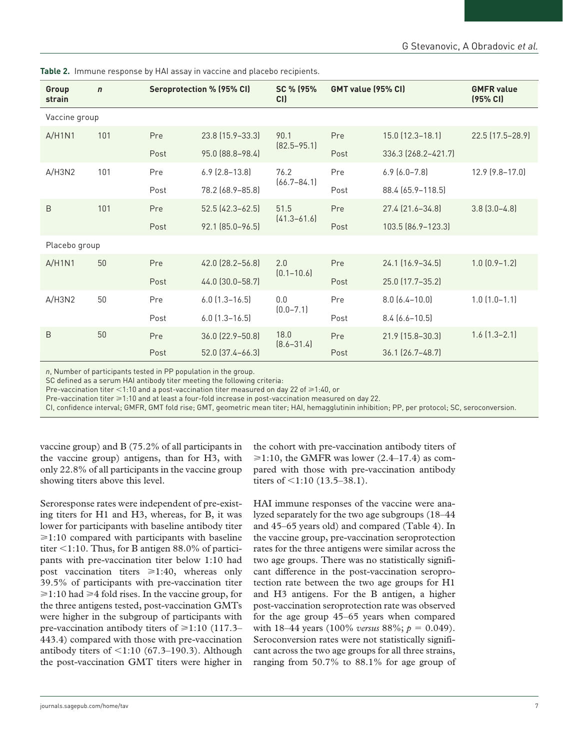**Table 2.** Immune response by HAI assay in vaccine and placebo recipients.

| Group strain | *n* | Seroprotection % (95% CI) | | SC % (95% CI) | GMT value (95% CI) | | GMFR value (95% CI) |
|---|---|---|---|---|---|---|---|
| Vaccine group | | | | | | | |
| A/H1N1 | 101 | Pre | 23.8 (15.9–33.3) | 90.1 (82.5–95.1) | Pre | 15.0 (12.3–18.1) | 22.5 (17.5–28.9) |
| | | Post | 95.0 (88.8–98.4) | | Post | 336.3 (268.2–421.7) | |
| A/H3N2 | 101 | Pre | 6.9 (2.8–13.8) | 76.2 (66.7–84.1) | Pre | 6.9 (6.0–7.8) | 12.9 (9.8–17.0) |
| | | Post | 78.2 (68.9–85.8) | | Post | 88.4 (65.9–118.5) | |
| B | 101 | Pre | 52.5 (42.3–62.5) | 51.5 (41.3–61.6) | Pre | 27.4 (21.6–34.8) | 3.8 (3.0–4.8) |
| | | Post | 92.1 (85.0–96.5) | | Post | 103.5 (86.9–123.3) | |
| Placebo group | | | | | | | |
| A/H1N1 | 50 | Pre | 42.0 (28.2–56.8) | 2.0 (0.1–10.6) | Pre | 24.1 (16.9–34.5) | 1.0 (0.9–1.2) |
| | | Post | 44.0 (30.0–58.7) | | Post | 25.0 (17.7–35.2) | |
| A/H3N2 | 50 | Pre | 6.0 (1.3–16.5) | 0.0 (0.0–7.1) | Pre | 8.0 (6.4–10.0) | 1.0 (1.0–1.1) |
| | | Post | 6.0 (1.3–16.5) | | Post | 8.4 (6.6–10.5) | |
| B | 50 | Pre | 36.0 (22.9–50.8) | 18.0 (8.6–31.4) | Pre | 21.9 (15.8–30.3) | 1.6 (1.3–2.1) |
| | | Post | 52.0 (37.4–66.3) | | Post | 36.1 (26.7–48.7) | |

*n*, Number of participants tested in PP population in the group.
SC defined as a serum HAI antibody titer meeting the following criteria:
Pre-vaccination titer <1:10 and a post-vaccination titer measured on day 22 of ⩾1:40, or
Pre-vaccination titer ⩾1:10 and at least a four-fold increase in post-vaccination measured on day 22.
CI, confidence interval; GMFR, GMT fold rise; GMT, geometric mean titer; HAI, hemagglutinin inhibition; PP, per protocol; SC, seroconversion.

vaccine group) and B (75.2% of all participants in the vaccine group) antigens, than for H3, with only 22.8% of all participants in the vaccine group showing titers above this level.

Seroresponse rates were independent of pre-existing titers for H1 and H3, whereas, for B, it was lower for participants with baseline antibody titer ⩾1:10 compared with participants with baseline titer <1:10. Thus, for B antigen 88.0% of participants with pre-vaccination titer below 1:10 had post vaccination titers ⩾1:40, whereas only 39.5% of participants with pre-vaccination titer ⩾1:10 had ⩾4 fold rises. In the vaccine group, for the three antigens tested, post-vaccination GMTs were higher in the subgroup of participants with pre-vaccination antibody titers of ⩾1:10 (117.3–443.4) compared with those with pre-vaccination antibody titers of <1:10 (67.3–190.3). Although the post-vaccination GMT titers were higher in the cohort with pre-vaccination antibody titers of ⩾1:10, the GMFR was lower (2.4–17.4) as compared with those with pre-vaccination antibody titers of <1:10 (13.5–38.1).

HAI immune responses of the vaccine were analyzed separately for the two age subgroups (18–44 and 45–65 years old) and compared (Table 4). In the vaccine group, pre-vaccination seroprotection rates for the three antigens were similar across the two age groups. There was no statistically significant difference in the post-vaccination seroprotection rate between the two age groups for H1 and H3 antigens. For the B antigen, a higher post-vaccination seroprotection rate was observed for the age group 45–65 years when compared with 18–44 years (100% *versus* 88%; $p = 0.049$). Seroconversion rates were not statistically significant across the two age groups for all three strains, ranging from 50.7% to 88.1% for age group of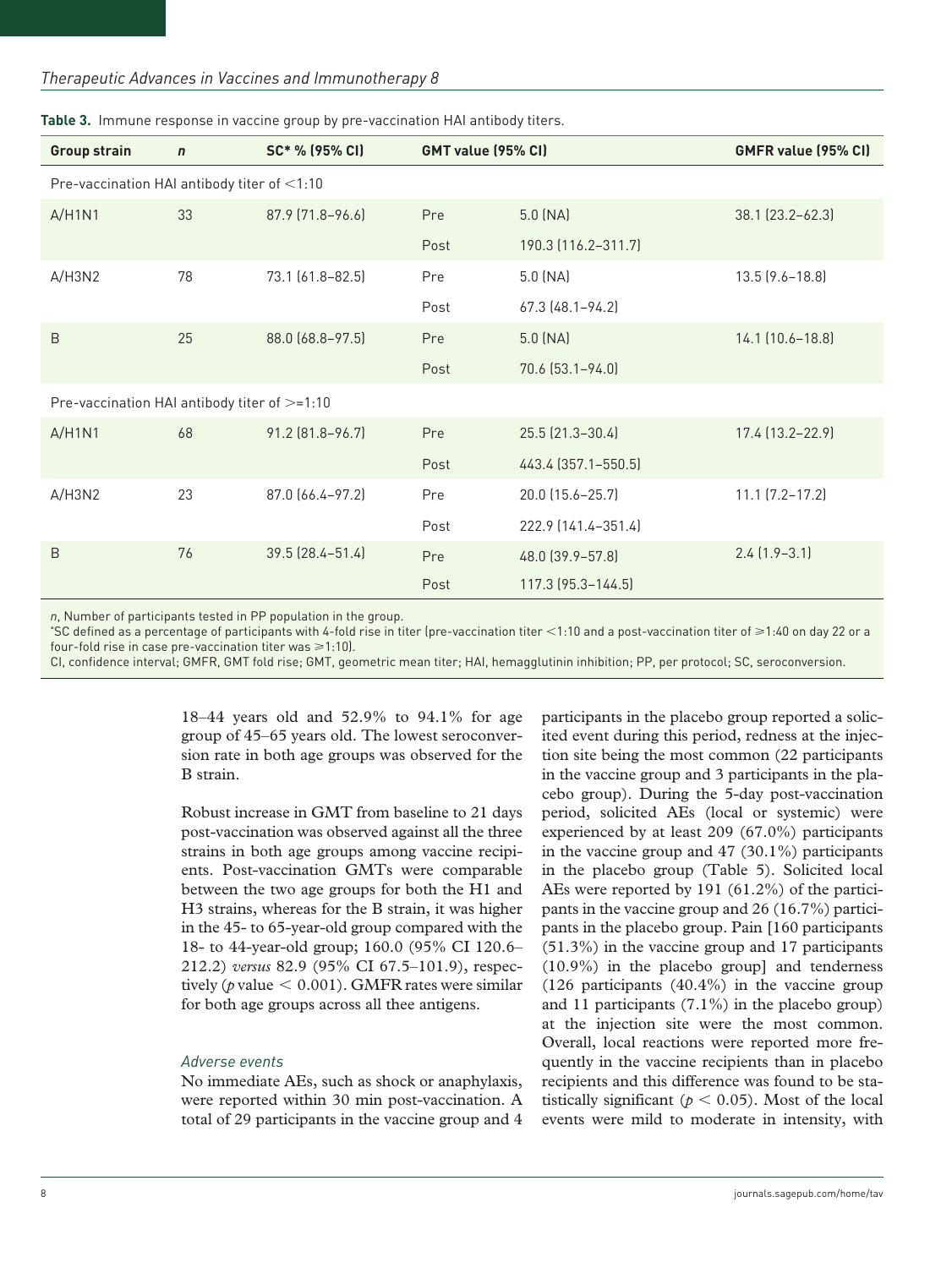**Table 3.** Immune response in vaccine group by pre-vaccination HAI antibody titers.

| Group strain | *n* | SC* % (95% CI) | GMT value (95% CI) | | GMFR value (95% CI) |
|---|---|---|---|---|---|
| Pre-vaccination HAI antibody titer of <1:10 | | | | | |
| A/H1N1 | 33 | 87.9 (71.8–96.6) | Pre | 5.0 (NA) | 38.1 (23.2–62.3) |
| | | | Post | 190.3 (116.2–311.7) | |
| A/H3N2 | 78 | 73.1 (61.8–82.5) | Pre | 5.0 (NA) | 13.5 (9.6–18.8) |
| | | | Post | 67.3 (48.1–94.2) | |
| B | 25 | 88.0 (68.8–97.5) | Pre | 5.0 (NA) | 14.1 (10.6–18.8) |
| | | | Post | 70.6 (53.1–94.0) | |
| Pre-vaccination HAI antibody titer of >=1:10 | | | | | |
| A/H1N1 | 68 | 91.2 (81.8–96.7) | Pre | 25.5 (21.3–30.4) | 17.4 (13.2–22.9) |
| | | | Post | 443.4 (357.1–550.5) | |
| A/H3N2 | 23 | 87.0 (66.4–97.2) | Pre | 20.0 (15.6–25.7) | 11.1 (7.2–17.2) |
| | | | Post | 222.9 (141.4–351.4) | |
| B | 76 | 39.5 (28.4–51.4) | Pre | 48.0 (39.9–57.8) | 2.4 (1.9–3.1) |
| | | | Post | 117.3 (95.3–144.5) | |

*n*, Number of participants tested in PP population in the group.
*SC defined as a percentage of participants with 4-fold rise in titer (pre-vaccination titer <1:10 and a post-vaccination titer of ⩾1:40 on day 22 or a four-fold rise in case pre-vaccination titer was ⩾1:10).
CI, confidence interval; GMFR, GMT fold rise; GMT, geometric mean titer; HAI, hemagglutinin inhibition; PP, per protocol; SC, seroconversion.

18–44 years old and 52.9% to 94.1% for age group of 45–65 years old. The lowest seroconversion rate in both age groups was observed for the B strain.

Robust increase in GMT from baseline to 21 days post-vaccination was observed against all the three strains in both age groups among vaccine recipients. Post-vaccination GMTs were comparable between the two age groups for both the H1 and H3 strains, whereas for the B strain, it was higher in the 45- to 65-year-old group compared with the 18- to 44-year-old group; 160.0 (95% CI 120.6–212.2) *versus* 82.9 (95% CI 67.5–101.9), respectively ($p$ value $< 0.001$). GMFR rates were similar for both age groups across all thee antigens.

### Adverse events

No immediate AEs, such as shock or anaphylaxis, were reported within 30 min post-vaccination. A total of 29 participants in the vaccine group and 4 participants in the placebo group reported a solicited event during this period, redness at the injection site being the most common (22 participants in the vaccine group and 3 participants in the placebo group). During the 5-day post-vaccination period, solicited AEs (local or systemic) were experienced by at least 209 (67.0%) participants in the vaccine group and 47 (30.1%) participants in the placebo group (Table 5). Solicited local AEs were reported by 191 (61.2%) of the participants in the vaccine group and 26 (16.7%) participants in the placebo group. Pain [160 participants (51.3%) in the vaccine group and 17 participants (10.9%) in the placebo group] and tenderness (126 participants (40.4%) in the vaccine group and 11 participants (7.1%) in the placebo group) at the injection site were the most common. Overall, local reactions were reported more frequently in the vaccine recipients than in placebo recipients and this difference was found to be statistically significant ($p < 0.05$). Most of the local events were mild to moderate in intensity, with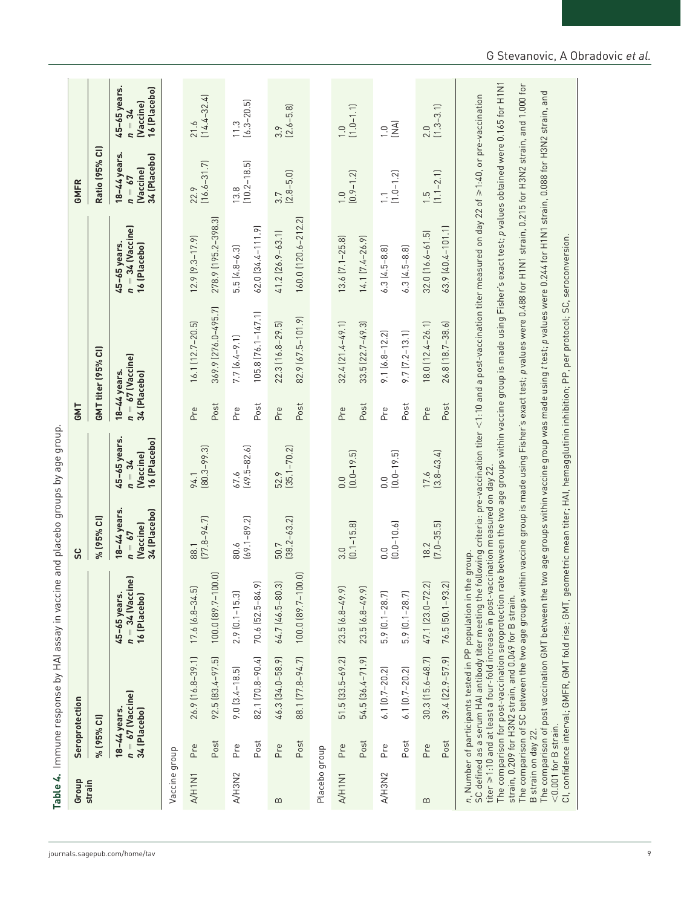**Table 4.** Immune response by HAI assay in vaccine and placebo groups by age group.

| Group strain | | Seroprotection % (95% CI) 18–44 years. $n = 67$ (Vaccine) 34 (Placebo) | Seroprotection % (95% CI) 45–65 years. $n = 34$ (Vaccine) 16 (Placebo) | SC % (95% CI) 18–44 years. $n = 67$ (Vaccine) 34 (Placebo) | SC % (95% CI) 45–65 years. $n = 34$ (Vaccine) 16 (Placebo) | GMT | GMT titer (95% CI) 18–44 years. $n = 67$ (Vaccine) 34 (Placebo) | GMT titer (95% CI) 45–65 years. $n = 34$ (Vaccine) 16 (Placebo) | GMFR Ratio (95% CI) 18–44 years. $n = 67$ (Vaccine) 34 (Placebo) | GMFR Ratio (95% CI) 45–65 years. $n = 34$ (Vaccine) 16 (Placebo) |
|---|---|---|---|---|---|---|---|---|---|---|
| Vaccine group | | | | | | | | | | |
| A/H1N1 | Pre | 26.9 (16.8–39.1) | 17.6 (6.8–34.5) | 88.1 (77.8–94.7) | 94.1 (80.3–99.3) | Pre | 16.1 (12.7–20.5) | 12.9 (9.3–17.9) | 22.9 (16.6–31.7) | 21.6 (14.4–32.4) |
| | Post | 92.5 (83.4–97.5) | 100.0 (89.7–100.0) | | | Post | 369.9 (276.0–495.7) | 278.9 (195.2–398.3) | | |
| A/H3N2 | Pre | 9.0 (3.4–18.5) | 2.9 (0.1–15.3) | 80.6 (69.1–89.2) | 67.6 (49.5–82.6) | Pre | 7.7 (6.4–9.1) | 5.5 (4.8–6.3) | 13.8 (10.2–18.5) | 11.3 (6.3–20.5) |
| | Post | 82.1 (70.8–90.4) | 70.6 (52.5–84.9) | | | Post | 105.8 (76.1–147.1) | 62.0 (34.4–111.9) | | |
| B | Pre | 46.3 (34.0–58.9) | 64.7 (46.5–80.3) | 50.7 (38.2–63.2) | 52.9 (35.1–70.2) | Pre | 22.3 (16.8–29.5) | 41.2 (26.9–63.1) | 3.7 (2.8–5.0) | 3.9 (2.6–5.8) |
| | Post | 88.1 (77.8–94.7) | 100.0 (89.7–100.0) | | | Post | 82.9 (67.5–101.9) | 160.0 (120.6–212.2) | | |
| Placebo group | | | | | | | | | | |
| A/H1N1 | Pre | 51.5 (33.5–69.2) | 23.5 (6.8–49.9) | 3.0 (0.1–15.8) | 0.0 (0.0–19.5) | Pre | 32.4 (21.4–49.1) | 13.6 (7.1–25.8) | 1.0 (0.9–1.2) | 1.0 (1.0–1.1) |
| | Post | 54.5 (36.4–71.9) | 23.5 (6.8–49.9) | | | Post | 33.5 (22.7–49.3) | 14.1 (7.4–26.9) | | |
| A/H3N2 | Pre | 6.1 (0.7–20.2) | 5.9 (0.1–28.7) | 0.0 (0.0–10.6) | 0.0 (0.0–19.5) | Pre | 9.1 (6.8–12.2) | 6.3 (4.5–8.8) | 1.1 (1.0–1.2) | 1.0 (NA) |
| | Post | 6.1 (0.7–20.2) | 5.9 (0.1–28.7) | | | Post | 9.7 (7.2–13.1) | 6.3 (4.5–8.8) | | |
| B | Pre | 30.3 (15.6–48.7) | 47.1 (23.0–72.2) | 18.2 (7.0–35.5) | 17.6 (3.8–43.4) | Pre | 18.0 (12.4–26.1) | 32.0 (16.6–61.5) | 1.5 (1.1–2.1) | 2.0 (1.3–3.1) |
| | Post | 39.4 (22.9–57.9) | 76.5 (50.1–93.2) | | | Post | 26.8 (18.7–38.6) | 63.9 (40.4–101.1) | | |

*n*, Number of participants tested in PP population in the group.

SC defined as a serum HAI antibody titer meeting the following criteria: pre-vaccination titer <1:10 and a post-vaccination titer measured on day 22 of ⩾1:40, or pre-vaccination titer ⩾1:10 and at least a four-fold increase in post-vaccination measured on day 22.

The comparison for post-vaccination seroprotection rate between the two age groups within vaccine group is made using Fisher's exact test; *p* values obtained were 0.165 for H1N1 strain, 0.209 for H3N2 strain, and 0.049 for B strain.

The comparison of SC between the two age groups within vaccine group is made using Fisher's exact test; *p* values were 0.488 for H1N1 strain, 0.215 for H3N2 strain, and 1.000 for B strain on day 22.

The comparison of post vaccination GMT between the two age groups within vaccine group was made using *t* test; *p* values were 0.244 for H1N1 strain, 0.088 for H3N2 strain, and <0.001 for B strain.

CI, confidence interval; GMFR, GMT fold rise; GMT, geometric mean titer; HAI, hemagglutinin inhibition; PP, per protocol; SC, seroconversion.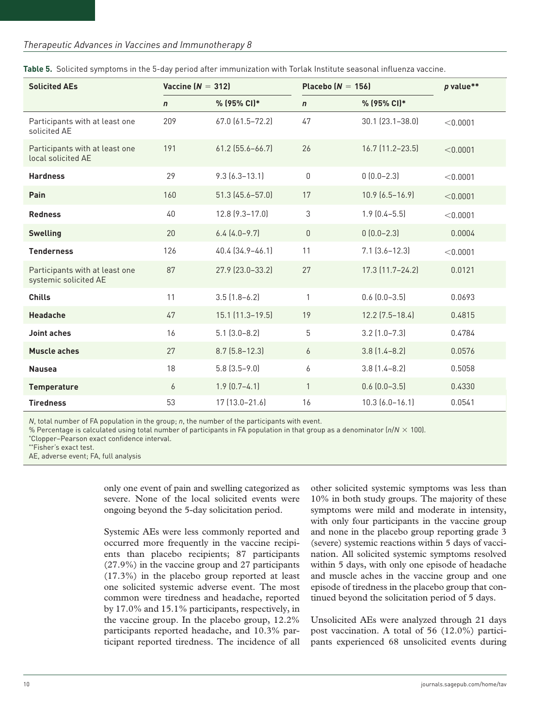**Table 5.** Solicited symptoms in the 5-day period after immunization with Torlak Institute seasonal influenza vaccine.

| Solicited AEs | Vaccine ($N$ = 312) | | Placebo ($N$ = 156) | | $p$ value** |
|---|---|---|---|---|---|
| | $n$ | % (95% CI)* | $n$ | % (95% CI)* | |
| Participants with at least one solicited AE | 209 | 67.0 (61.5–72.2) | 47 | 30.1 (23.1–38.0) | <0.0001 |
| Participants with at least one local solicited AE | 191 | 61.2 (55.6–66.7) | 26 | 16.7 (11.2–23.5) | <0.0001 |
| **Hardness** | 29 | 9.3 (6.3–13.1) | 0 | 0 (0.0–2.3) | <0.0001 |
| **Pain** | 160 | 51.3 (45.6–57.0) | 17 | 10.9 (6.5–16.9) | <0.0001 |
| **Redness** | 40 | 12.8 (9.3–17.0) | 3 | 1.9 (0.4–5.5) | <0.0001 |
| **Swelling** | 20 | 6.4 (4.0–9.7) | 0 | 0 (0.0–2.3) | 0.0004 |
| **Tenderness** | 126 | 40.4 (34.9–46.1) | 11 | 7.1 (3.6–12.3) | <0.0001 |
| Participants with at least one systemic solicited AE | 87 | 27.9 (23.0–33.2) | 27 | 17.3 (11.7–24.2) | 0.0121 |
| **Chills** | 11 | 3.5 (1.8–6.2) | 1 | 0.6 (0.0–3.5) | 0.0693 |
| **Headache** | 47 | 15.1 (11.3–19.5) | 19 | 12.2 (7.5–18.4) | 0.4815 |
| **Joint aches** | 16 | 5.1 (3.0–8.2) | 5 | 3.2 (1.0–7.3) | 0.4784 |
| **Muscle aches** | 27 | 8.7 (5.8–12.3) | 6 | 3.8 (1.4–8.2) | 0.0576 |
| **Nausea** | 18 | 5.8 (3.5–9.0) | 6 | 3.8 (1.4–8.2) | 0.5058 |
| **Temperature** | 6 | 1.9 (0.7–4.1) | 1 | 0.6 (0.0–3.5) | 0.4330 |
| **Tiredness** | 53 | 17 (13.0–21.6) | 16 | 10.3 (6.0–16.1) | 0.0541 |

$N$, total number of FA population in the group; $n$, the number of the participants with event.
% Percentage is calculated using total number of participants in FA population in that group as a denominator ($n/N \times 100$).
*Clopper–Pearson exact confidence interval.
**Fisher's exact test.
AE, adverse event; FA, full analysis

only one event of pain and swelling categorized as severe. None of the local solicited events were ongoing beyond the 5-day solicitation period.

Systemic AEs were less commonly reported and occurred more frequently in the vaccine recipients than placebo recipients; 87 participants (27.9%) in the vaccine group and 27 participants (17.3%) in the placebo group reported at least one solicited systemic adverse event. The most common were tiredness and headache, reported by 17.0% and 15.1% participants, respectively, in the vaccine group. In the placebo group, 12.2% participants reported headache, and 10.3% participant reported tiredness. The incidence of all other solicited systemic symptoms was less than 10% in both study groups. The majority of these symptoms were mild and moderate in intensity, with only four participants in the vaccine group and none in the placebo group reporting grade 3 (severe) systemic reactions within 5 days of vaccination. All solicited systemic symptoms resolved within 5 days, with only one episode of headache and muscle aches in the vaccine group and one episode of tiredness in the placebo group that continued beyond the solicitation period of 5 days.

Unsolicited AEs were analyzed through 21 days post vaccination. A total of 56 (12.0%) participants experienced 68 unsolicited events during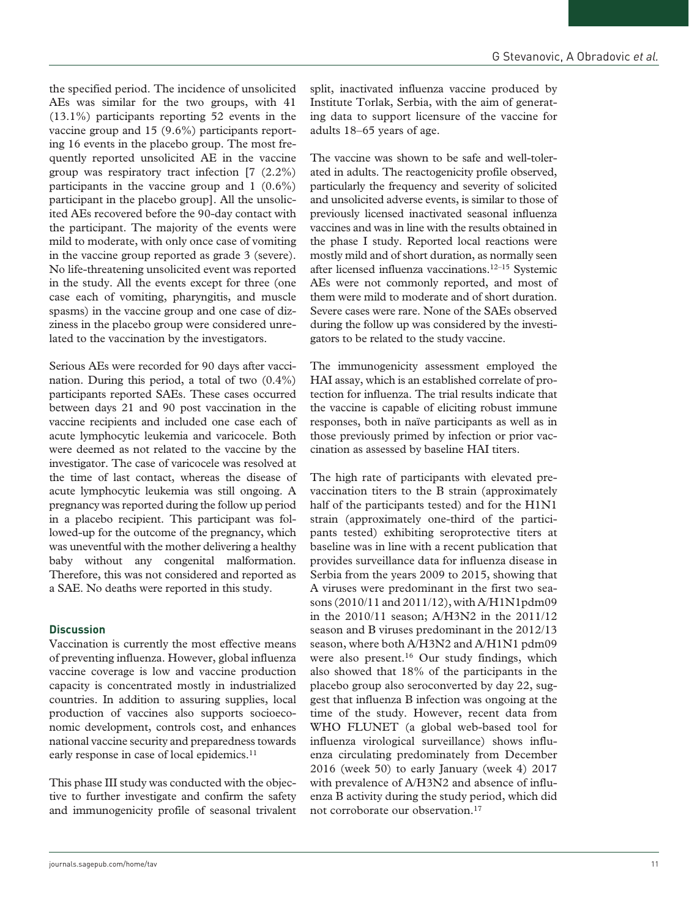the specified period. The incidence of unsolicited AEs was similar for the two groups, with 41 (13.1%) participants reporting 52 events in the vaccine group and 15 (9.6%) participants reporting 16 events in the placebo group. The most frequently reported unsolicited AE in the vaccine group was respiratory tract infection [7 (2.2%) participants in the vaccine group and 1 (0.6%) participant in the placebo group]. All the unsolicited AEs recovered before the 90-day contact with the participant. The majority of the events were mild to moderate, with only once case of vomiting in the vaccine group reported as grade 3 (severe). No life-threatening unsolicited event was reported in the study. All the events except for three (one case each of vomiting, pharyngitis, and muscle spasms) in the vaccine group and one case of dizziness in the placebo group were considered unrelated to the vaccination by the investigators.

Serious AEs were recorded for 90 days after vaccination. During this period, a total of two (0.4%) participants reported SAEs. These cases occurred between days 21 and 90 post vaccination in the vaccine recipients and included one case each of acute lymphocytic leukemia and varicocele. Both were deemed as not related to the vaccine by the investigator. The case of varicocele was resolved at the time of last contact, whereas the disease of acute lymphocytic leukemia was still ongoing. A pregnancy was reported during the follow up period in a placebo recipient. This participant was followed-up for the outcome of the pregnancy, which was uneventful with the mother delivering a healthy baby without any congenital malformation. Therefore, this was not considered and reported as a SAE. No deaths were reported in this study.

## Discussion

Vaccination is currently the most effective means of preventing influenza. However, global influenza vaccine coverage is low and vaccine production capacity is concentrated mostly in industrialized countries. In addition to assuring supplies, local production of vaccines also supports socioeconomic development, controls cost, and enhances national vaccine security and preparedness towards early response in case of local epidemics.[11]

This phase III study was conducted with the objective to further investigate and confirm the safety and immunogenicity profile of seasonal trivalent split, inactivated influenza vaccine produced by Institute Torlak, Serbia, with the aim of generating data to support licensure of the vaccine for adults 18–65 years of age.

The vaccine was shown to be safe and well-tolerated in adults. The reactogenicity profile observed, particularly the frequency and severity of solicited and unsolicited adverse events, is similar to those of previously licensed inactivated seasonal influenza vaccines and was in line with the results obtained in the phase I study. Reported local reactions were mostly mild and of short duration, as normally seen after licensed influenza vaccinations.[12–15] Systemic AEs were not commonly reported, and most of them were mild to moderate and of short duration. Severe cases were rare. None of the SAEs observed during the follow up was considered by the investigators to be related to the study vaccine.

The immunogenicity assessment employed the HAI assay, which is an established correlate of protection for influenza. The trial results indicate that the vaccine is capable of eliciting robust immune responses, both in naïve participants as well as in those previously primed by infection or prior vaccination as assessed by baseline HAI titers.

The high rate of participants with elevated pre-vaccination titers to the B strain (approximately half of the participants tested) and for the H1N1 strain (approximately one-third of the participants tested) exhibiting seroprotective titers at baseline was in line with a recent publication that provides surveillance data for influenza disease in Serbia from the years 2009 to 2015, showing that A viruses were predominant in the first two seasons (2010/11 and 2011/12), with A/H1N1pdm09 in the 2010/11 season; A/H3N2 in the 2011/12 season and B viruses predominant in the 2012/13 season, where both A/H3N2 and A/H1N1 pdm09 were also present.[16] Our study findings, which also showed that 18% of the participants in the placebo group also seroconverted by day 22, suggest that influenza B infection was ongoing at the time of the study. However, recent data from WHO FLUNET (a global web-based tool for influenza virological surveillance) shows influenza circulating predominately from December 2016 (week 50) to early January (week 4) 2017 with prevalence of A/H3N2 and absence of influenza B activity during the study period, which did not corroborate our observation.[17]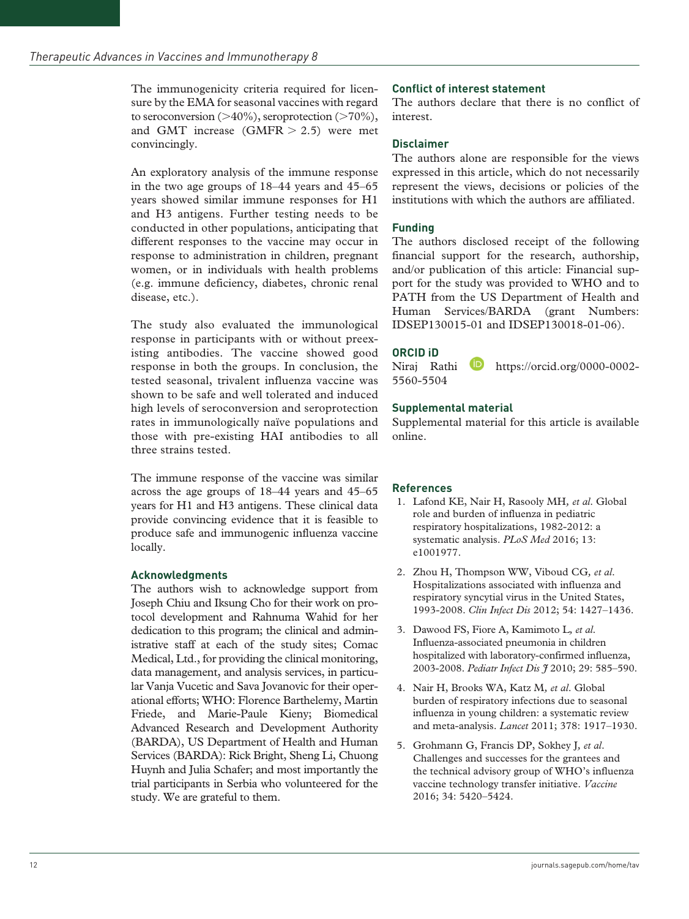The immunogenicity criteria required for licensure by the EMA for seasonal vaccines with regard to seroconversion (>40%), seroprotection (>70%), and GMT increase (GMFR > 2.5) were met convincingly.

An exploratory analysis of the immune response in the two age groups of 18–44 years and 45–65 years showed similar immune responses for H1 and H3 antigens. Further testing needs to be conducted in other populations, anticipating that different responses to the vaccine may occur in response to administration in children, pregnant women, or in individuals with health problems (e.g. immune deficiency, diabetes, chronic renal disease, etc.).

The study also evaluated the immunological response in participants with or without preexisting antibodies. The vaccine showed good response in both the groups. In conclusion, the tested seasonal, trivalent influenza vaccine was shown to be safe and well tolerated and induced high levels of seroconversion and seroprotection rates in immunologically naïve populations and those with pre-existing HAI antibodies to all three strains tested.

The immune response of the vaccine was similar across the age groups of 18–44 years and 45–65 years for H1 and H3 antigens. These clinical data provide convincing evidence that it is feasible to produce safe and immunogenic influenza vaccine locally.

## Acknowledgments

The authors wish to acknowledge support from Joseph Chiu and Iksung Cho for their work on protocol development and Rahnuma Wahid for her dedication to this program; the clinical and administrative staff at each of the study sites; Comac Medical, Ltd., for providing the clinical monitoring, data management, and analysis services, in particular Vanja Vucetic and Sava Jovanovic for their operational efforts; WHO: Florence Barthelemy, Martin Friede, and Marie-Paule Kieny; Biomedical Advanced Research and Development Authority (BARDA), US Department of Health and Human Services (BARDA): Rick Bright, Sheng Li, Chuong Huynh and Julia Schafer; and most importantly the trial participants in Serbia who volunteered for the study. We are grateful to them.

## Conflict of interest statement

The authors declare that there is no conflict of interest.

## Disclaimer

The authors alone are responsible for the views expressed in this article, which do not necessarily represent the views, decisions or policies of the institutions with which the authors are affiliated.

## Funding

The authors disclosed receipt of the following financial support for the research, authorship, and/or publication of this article: Financial support for the study was provided to WHO and to PATH from the US Department of Health and Human Services/BARDA (grant Numbers: IDSEP130015-01 and IDSEP130018-01-06).

## ORCID iD

Niraj Rathi https://orcid.org/0000-0002-5560-5504

## Supplemental material

Supplemental material for this article is available online.

## References

1. Lafond KE, Nair H, Rasooly MH, *et al*. Global role and burden of influenza in pediatric respiratory hospitalizations, 1982-2012: a systematic analysis. *PLoS Med* 2016; 13: e1001977.
2. Zhou H, Thompson WW, Viboud CG, *et al*. Hospitalizations associated with influenza and respiratory syncytial virus in the United States, 1993-2008. *Clin Infect Dis* 2012; 54: 1427–1436.
3. Dawood FS, Fiore A, Kamimoto L, *et al*. Influenza-associated pneumonia in children hospitalized with laboratory-confirmed influenza, 2003-2008. *Pediatr Infect Dis J* 2010; 29: 585–590.
4. Nair H, Brooks WA, Katz M, *et al*. Global burden of respiratory infections due to seasonal influenza in young children: a systematic review and meta-analysis. *Lancet* 2011; 378: 1917–1930.
5. Grohmann G, Francis DP, Sokhey J, *et al*. Challenges and successes for the grantees and the technical advisory group of WHO's influenza vaccine technology transfer initiative. *Vaccine* 2016; 34: 5420–5424.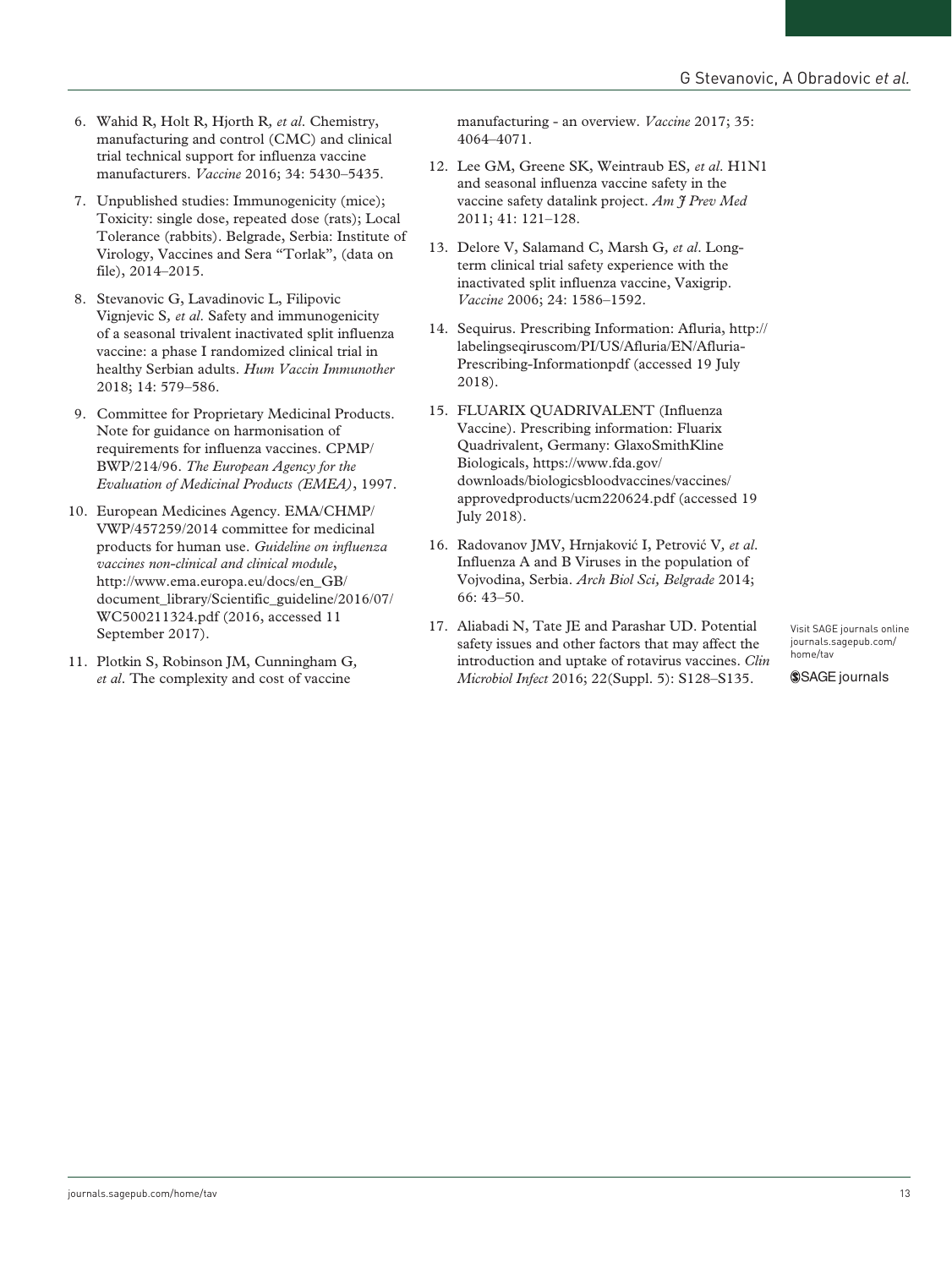6. Wahid R, Holt R, Hjorth R, *et al*. Chemistry, manufacturing and control (CMC) and clinical trial technical support for influenza vaccine manufacturers. *Vaccine* 2016; 34: 5430–5435.
7. Unpublished studies: Immunogenicity (mice); Toxicity: single dose, repeated dose (rats); Local Tolerance (rabbits). Belgrade, Serbia: Institute of Virology, Vaccines and Sera "Torlak", (data on file), 2014–2015.
8. Stevanovic G, Lavadinovic L, Filipovic Vignjevic S, *et al*. Safety and immunogenicity of a seasonal trivalent inactivated split influenza vaccine: a phase I randomized clinical trial in healthy Serbian adults. *Hum Vaccin Immunother* 2018; 14: 579–586.
9. Committee for Proprietary Medicinal Products. Note for guidance on harmonisation of requirements for influenza vaccines. CPMP/BWP/214/96. *The European Agency for the Evaluation of Medicinal Products (EMEA)*, 1997.
10. European Medicines Agency. EMA/CHMP/VWP/457259/2014 committee for medicinal products for human use. *Guideline on influenza vaccines non-clinical and clinical module*, http://www.ema.europa.eu/docs/en_GB/document_library/Scientific_guideline/2016/07/WC500211324.pdf (2016, accessed 11 September 2017).
11. Plotkin S, Robinson JM, Cunningham G, *et al*. The complexity and cost of vaccine manufacturing - an overview. *Vaccine* 2017; 35: 4064–4071.
12. Lee GM, Greene SK, Weintraub ES, *et al*. H1N1 and seasonal influenza vaccine safety in the vaccine safety datalink project. *Am J Prev Med* 2011; 41: 121–128.
13. Delore V, Salamand C, Marsh G, *et al*. Long-term clinical trial safety experience with the inactivated split influenza vaccine, Vaxigrip. *Vaccine* 2006; 24: 1586–1592.
14. Sequirus. Prescribing Information: Afluria, http://labelingseqiruscom/PI/US/Afluria/EN/Afluria-Prescribing-Informationpdf (accessed 19 July 2018).
15. FLUARIX QUADRIVALENT (Influenza Vaccine). Prescribing information: Fluarix Quadrivalent, Germany: GlaxoSmithKline Biologicals, https://www.fda.gov/downloads/biologicsbloodvaccines/vaccines/approvedproducts/ucm220624.pdf (accessed 19 July 2018).
16. Radovanov JMV, Hrnjaković I, Petrović V, *et al*. Influenza A and B Viruses in the population of Vojvodina, Serbia. *Arch Biol Sci, Belgrade* 2014; 66: 43–50.
17. Aliabadi N, Tate JE and Parashar UD. Potential safety issues and other factors that may affect the introduction and uptake of rotavirus vaccines. *Clin Microbiol Infect* 2016; 22(Suppl. 5): S128–S135.

Visit SAGE journals online journals.sagepub.com/home/tav

SAGE journals